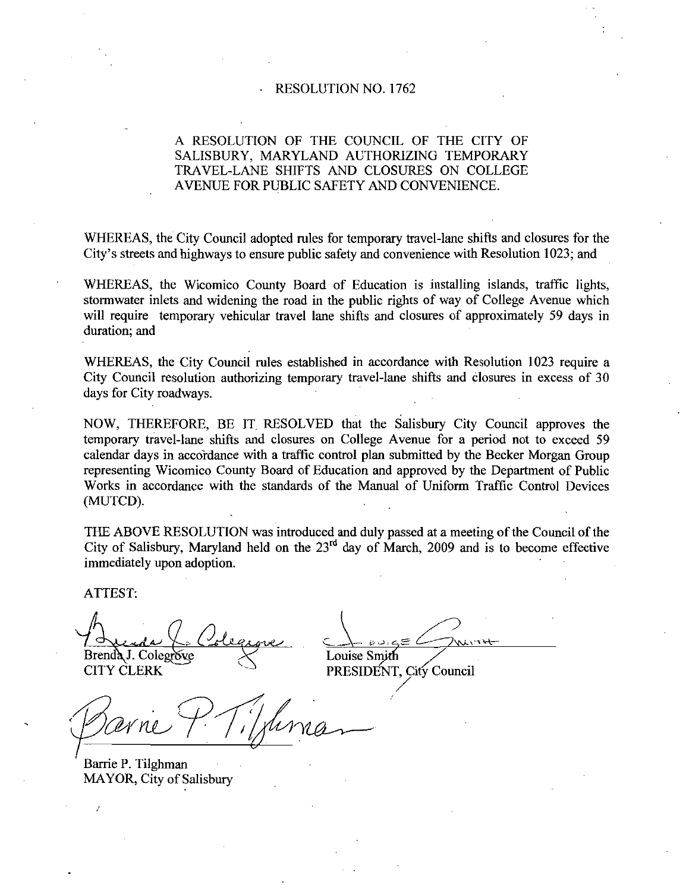# RESOLUTION NO. 1762

A RESOLUTION OF THE COUNCIL OF THE CITY OF SALISBURY, MARYLAND AUTHORIZING TEMPORARY TRAVEL-LANE SHIFTS AND CLOSURES ON COLLEGE AVENUE FOR PUBLIC SAFETY AND CONVENIENCE.

WHEREAS, the City Council adopted rules for temporary travel-lane shifts and closures for the City's streets and highways to ensure public safety and convenience with Resolution 1023; and

WHEREAS, the Wicomico County Board of Education is installing islands, traffic lights, stormwater inlets and widening the road in the public rights of way of College Avenue which will require temporary vehicular travel lane shifts and closures of approximately 59 days in duration; and

WHEREAS, the City Council rules established in accordance with Resolution 1023 require a City Council resolution authorizing temporary travel-lane shifts and closures in excess of 30 days for City roadways.

NOW, THEREFORE, BE IT RESOLVED that the Salisbury City Council approves the temporary travel-lane shifts and closures on College Avenue for a period not to exceed 59 calendar days in accordance with a traffic control plan submitted by the Becker Morgan Group representing Wicomico County Board of Education and approved by the Department of Public Works in accordance with the standards of the Manual of Uniform Traffic Control Devices (MUTCD).

THE ABOVE RESOLUTION was introduced and duly passed at a meeting of the Council of the City of Salisbury, Maryland held on the 23rd day of March, 2009 and is to become effective immediately upon adoption.

ATTEST:

Brenda J. Colegrove
CITY CLERK

Louise Smith
PRESIDENT, City Council

Barrie P. Tilghman
MAYOR, City of Salisbury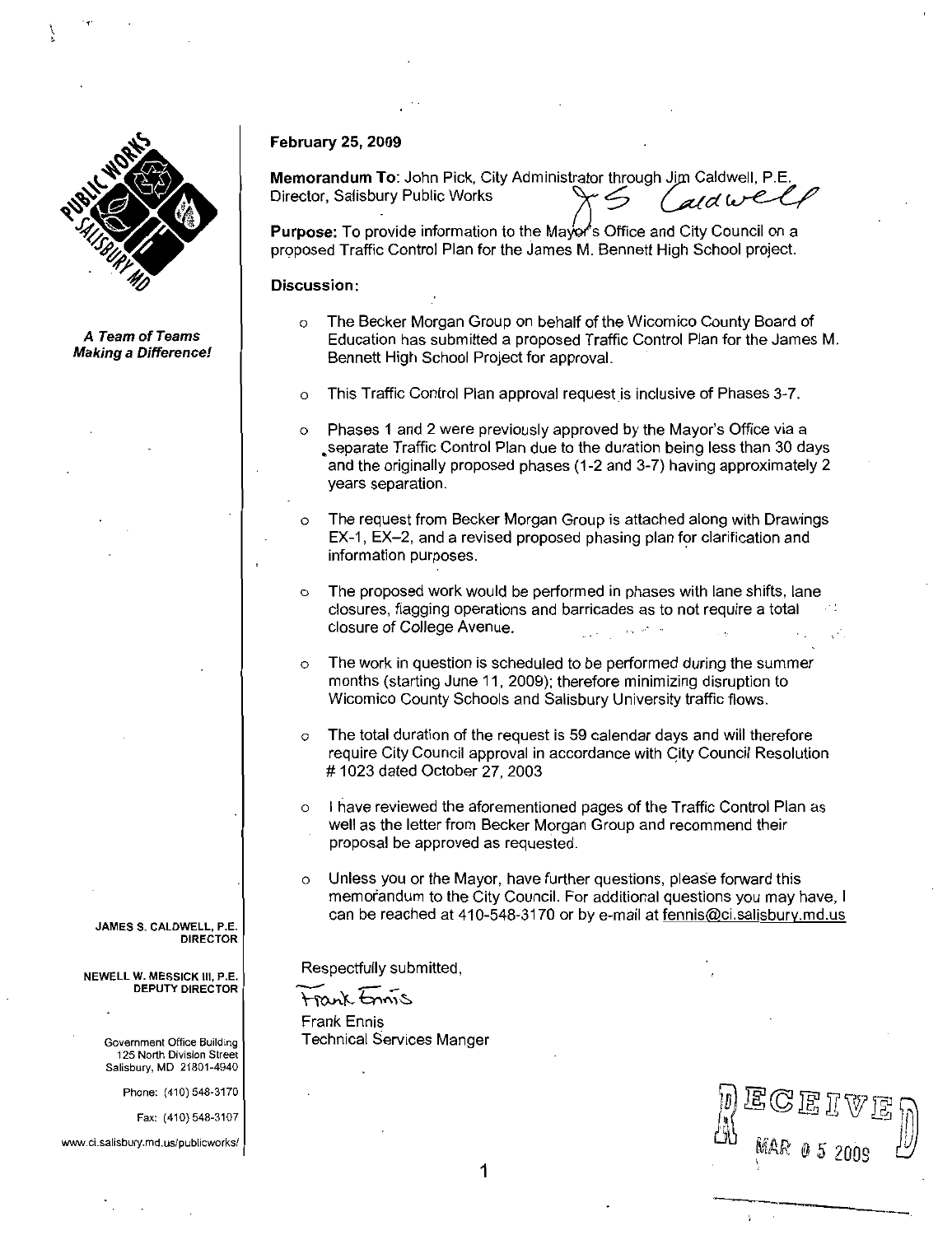**A Team of Teams Making a Difference!**

**February 25, 2009**

**Memorandum To**: John Pick, City Administrator through Jim Caldwell, P.E. Director, Salisbury Public Works

**Purpose:** To provide information to the Mayor's Office and City Council on a proposed Traffic Control Plan for the James M. Bennett High School project.

**Discussion:**

- The Becker Morgan Group on behalf of the Wicomico County Board of Education has submitted a proposed Traffic Control Plan for the James M. Bennett High School Project for approval.
- This Traffic Control Plan approval request is inclusive of Phases 3-7.
- Phases 1 and 2 were previously approved by the Mayor's Office via a separate Traffic Control Plan due to the duration being less than 30 days and the originally proposed phases (1-2 and 3-7) having approximately 2 years separation.
- The request from Becker Morgan Group is attached along with Drawings EX-1, EX–2, and a revised proposed phasing plan for clarification and information purposes.
- The proposed work would be performed in phases with lane shifts, lane closures, flagging operations and barricades as to not require a total closure of College Avenue.
- The work in question is scheduled to be performed during the summer months (starting June 11, 2009); therefore minimizing disruption to Wicomico County Schools and Salisbury University traffic flows.
- The total duration of the request is 59 calendar days and will therefore require City Council approval in accordance with City Council Resolution # 1023 dated October 27, 2003
- I have reviewed the aforementioned pages of the Traffic Control Plan as well as the letter from Becker Morgan Group and recommend their proposal be approved as requested.
- Unless you or the Mayor, have further questions, please forward this memorandum to the City Council. For additional questions you may have, I can be reached at 410-548-3170 or by e-mail at fennis@ci.salisbury.md.us

Respectfully submitted,

Frank Ennis
Technical Services Manger

JAMES S. CALDWELL, P.E.
DIRECTOR

NEWELL W. MESSICK III, P.E.
DEPUTY DIRECTOR

Government Office Building
125 North Division Street
Salisbury, MD 21801-4940

Phone: (410) 548-3170

Fax: (410) 548-3107

www.ci.salisbury.md.us/publicworks/

RECEIVED
MAR 05 2009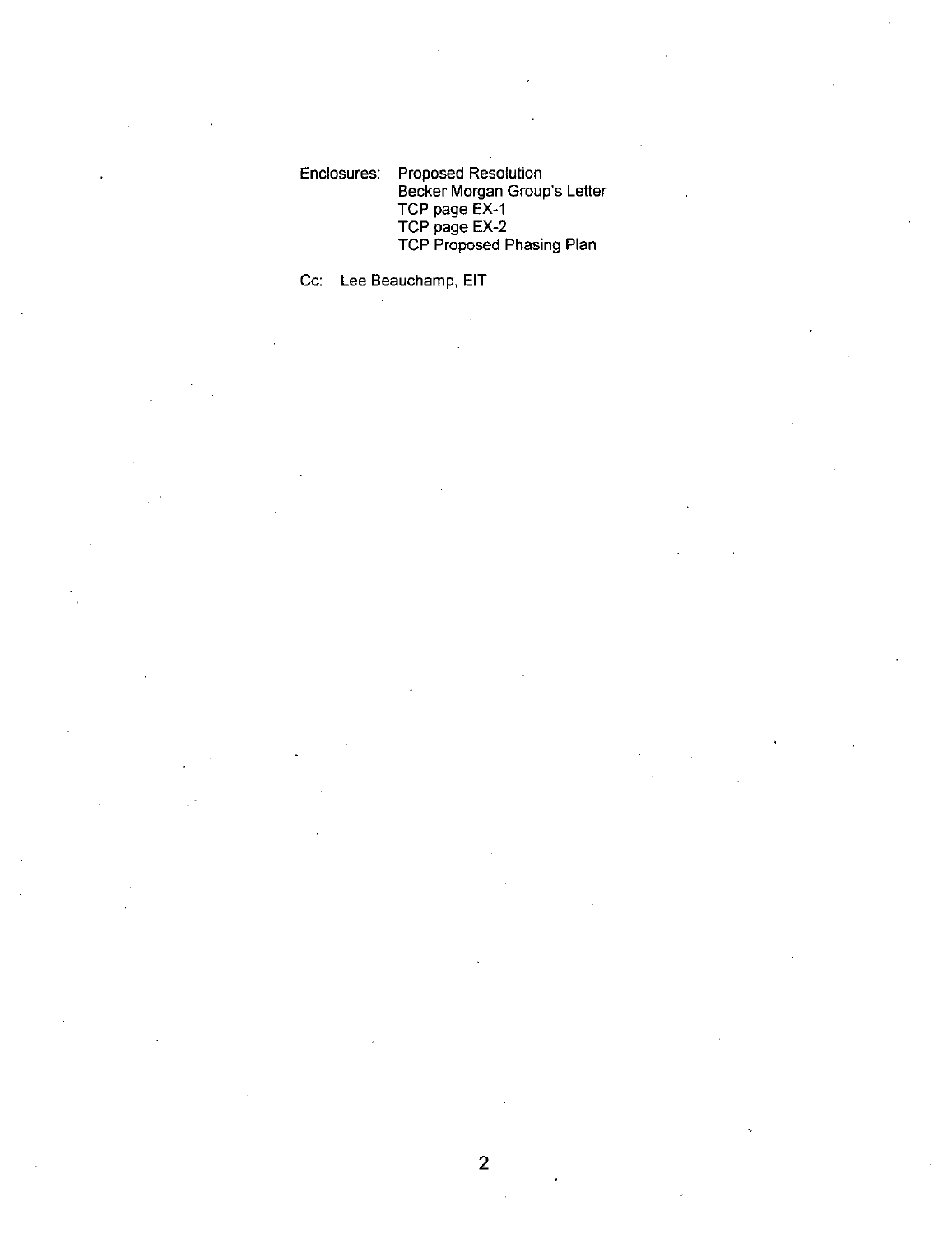Enclosures: Proposed Resolution
Becker Morgan Group's Letter
TCP page EX-1
TCP page EX-2
TCP Proposed Phasing Plan

Cc: Lee Beauchamp, EIT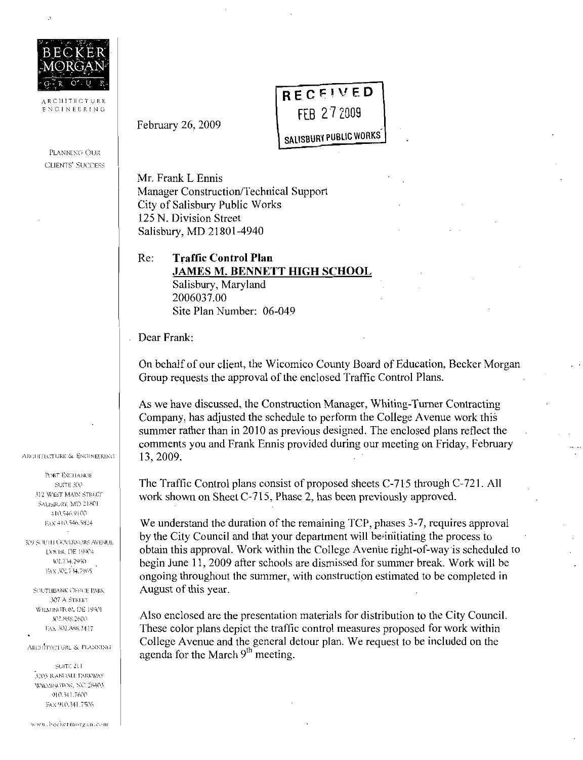BECKER MORGAN GROUP

ARCHITECTURE ENGINEERING

PLANNING OUR CLIENTS' SUCCESS

February 26, 2009

RECEIVED
FEB 27 2009
SALISBURY PUBLIC WORKS

Mr. Frank L Ennis
Manager Construction/Technical Support
City of Salisbury Public Works
125 N. Division Street
Salisbury, MD 21801-4940

Re: **Traffic Control Plan**
**JAMES M. BENNETT HIGH SCHOOL**
Salisbury, Maryland
2006037.00
Site Plan Number: 06-049

Dear Frank:

On behalf of our client, the Wicomico County Board of Education, Becker Morgan Group requests the approval of the enclosed Traffic Control Plans.

As we have discussed, the Construction Manager, Whiting-Turner Contracting Company, has adjusted the schedule to perform the College Avenue work this summer rather than in 2010 as previous designed. The enclosed plans reflect the comments you and Frank Ennis provided during our meeting on Friday, February 13, 2009.

The Traffic Control plans consist of proposed sheets C-715 through C-721. All work shown on Sheet C-715, Phase 2, has been previously approved.

We understand the duration of the remaining TCP, phases 3-7, requires approval by the City Council and that your department will be initiating the process to obtain this approval. Work within the College Avenue right-of-way is scheduled to begin June 11, 2009 after schools are dismissed for summer break. Work will be ongoing throughout the summer, with construction estimated to be completed in August of this year.

Also enclosed are the presentation materials for distribution to the City Council. These color plans depict the traffic control measures proposed for work within College Avenue and the general detour plan. We request to be included on the agenda for the March 9th meeting.

ARCHITECTURE & ENGINEERING

PORT EXCHANGE
SUITE 300
312 WEST MAIN STREET
SALISBURY, MD 21801
410.546.9100
FAX 410.546.5824

309 SOUTH GOVERNORS AVENUE
DOVER, DE 19904
302.734.7950
FAX 302.734.7965

SOUTHBANK OFFICE PARK
307 A STREET
WILMINGTON, DE 19801
302.888.2600
FAX 302.888.2427

ARCHITECTURE & PLANNING

SUITE 211
3205 RANDALL PARKWAY
WILMINGTON, NC 28403
910.341.7600
FAX 910.341.7506

www.beckermorgan.com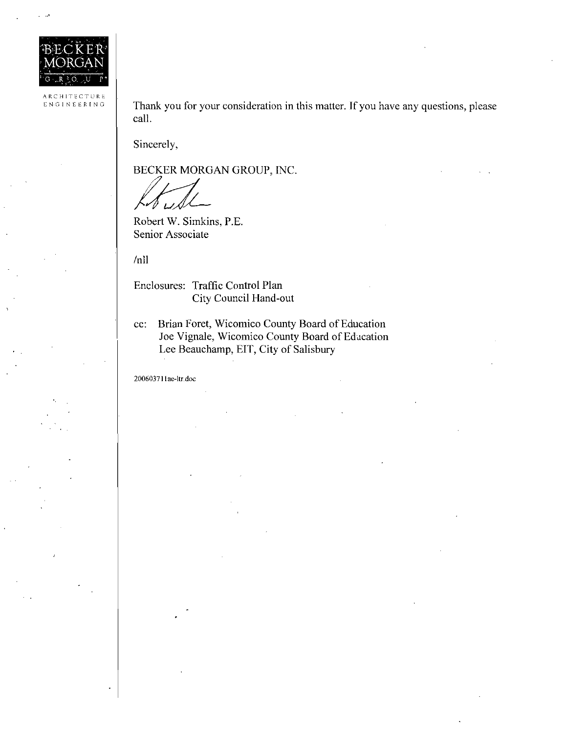Thank you for your consideration in this matter. If you have any questions, please call.

Sincerely,

BECKER MORGAN GROUP, INC.

Robert W. Simkins, P.E.
Senior Associate

/nll

Enclosures: Traffic Control Plan
City Council Hand-out

cc: Brian Foret, Wicomico County Board of Education
Joe Vignale, Wicomico County Board of Education
Lee Beauchamp, EIT, City of Salisbury

200603711ae-ltr.doc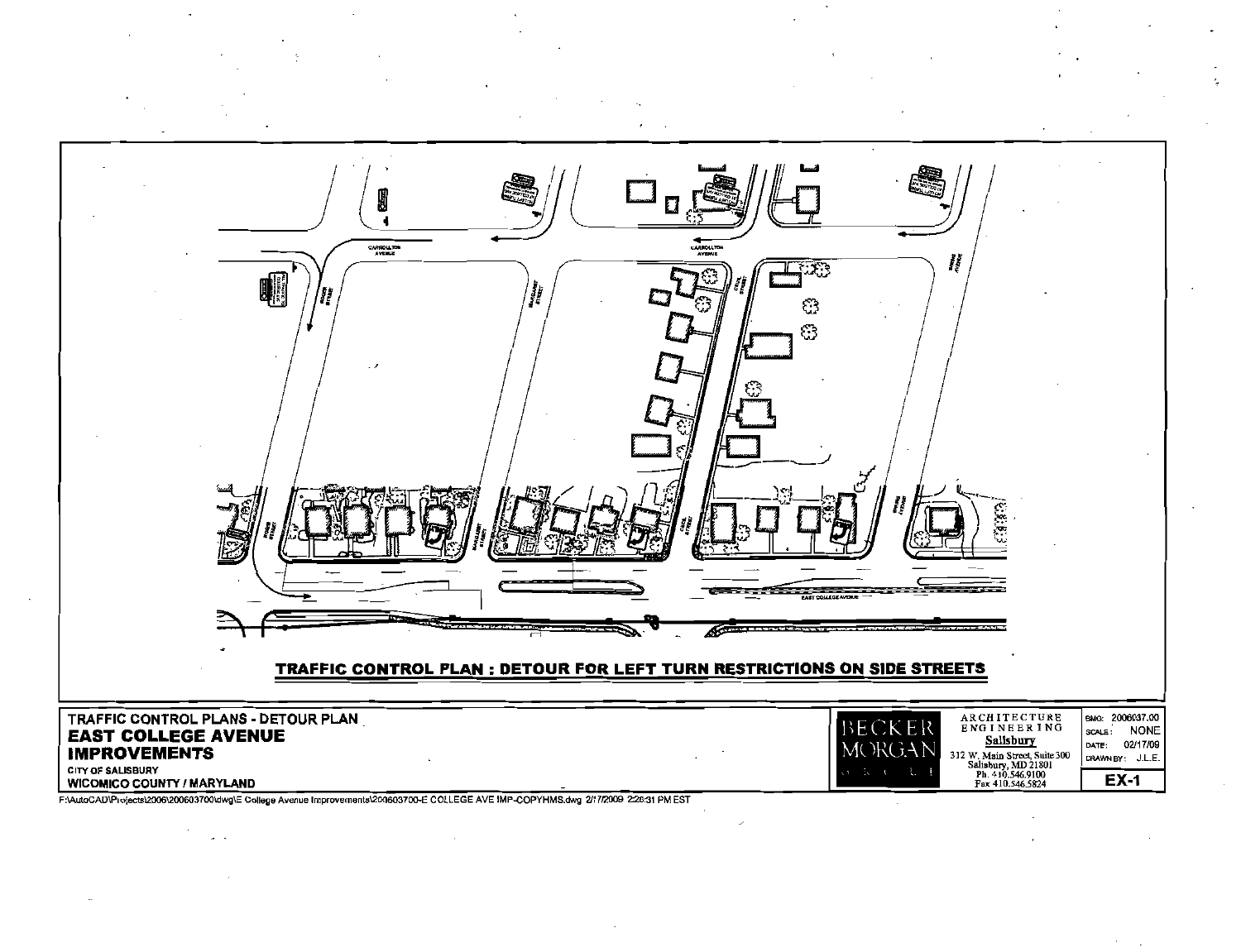CARROLLTON AVENUE

CARROLLTON AVENUE

ROOK STREET

MARGARET STREET

CECIL STREET

SNOW AVENUE

EAST COLLEGE AVENUE

**TRAFFIC CONTROL PLAN : DETOUR FOR LEFT TURN RESTRICTIONS ON SIDE STREETS**

TRAFFIC CONTROL PLANS - DETOUR PLAN
**EAST COLLEGE AVENUE IMPROVEMENTS**
CITY OF SALISBURY
WICOMICO COUNTY / MARYLAND

BECKER MORGAN GROUP

ARCHITECTURE
ENGINEERING
**Salisbury**
312 W. Main Street, Suite 300
Salisbury, MD 21801
Ph. 410.546.9100
Fax 410.546.5824

| | |
|---|---|
| BMG: | 2006037.00 |
| SCALE: | NONE |
| DATE: | 02/17/09 |
| DRAWN BY: | J.L.E. |

**EX-1**

F:\AutoCAD\Projects\2006\200603700\dwg\E College Avenue Improvements\200603700-E COLLEGE AVE IMP-COPYHMS.dwg 2/17/2009 2:26:31 PM EST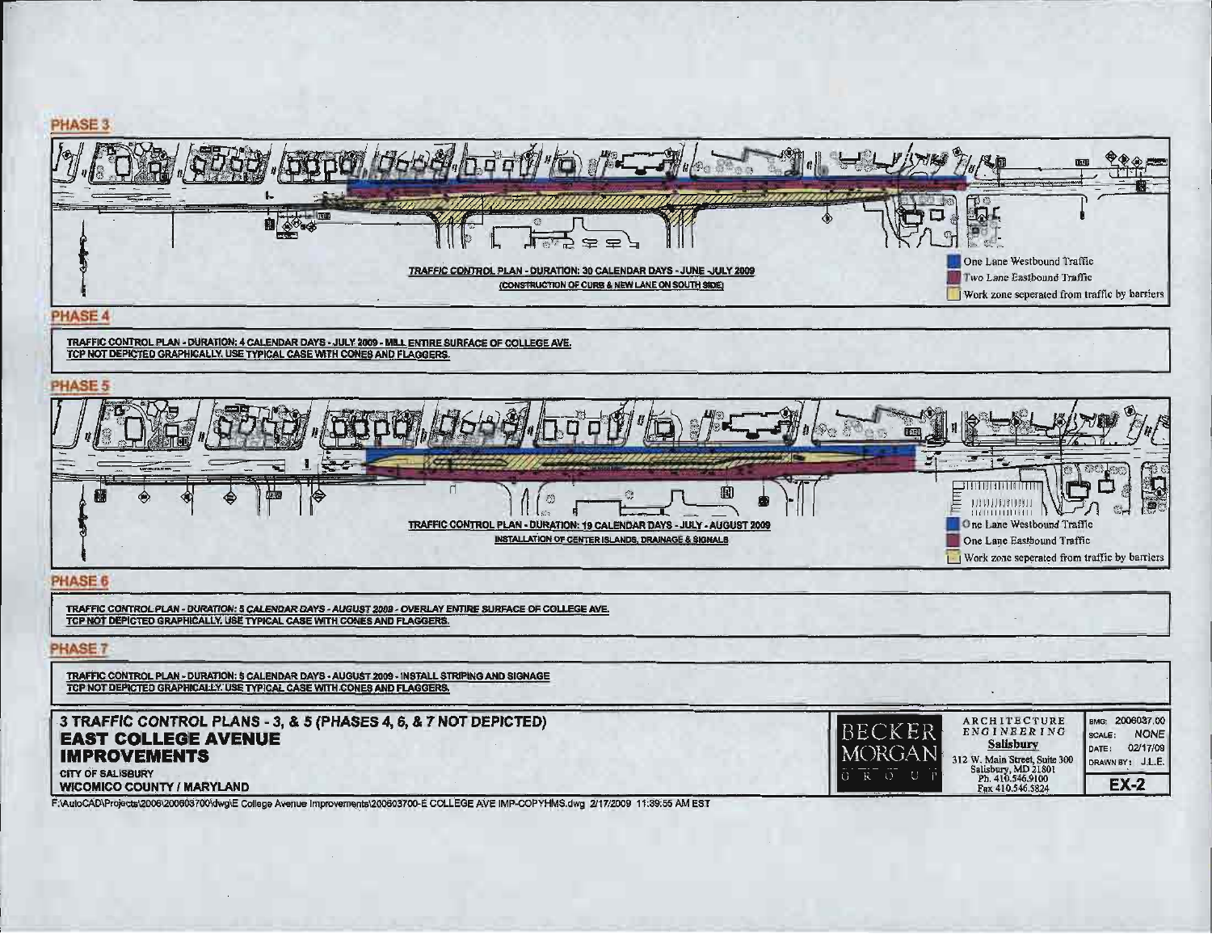## PHASE 3

TRAFFIC CONTROL PLAN - DURATION: 30 CALENDAR DAYS - JUNE -JULY 2009

(CONSTRUCTION OF CURB & NEW LANE ON SOUTH SIDE)

- One Lane Westbound Traffic
- Two Lane Eastbound Traffic
- Work zone seperated from traffic by barriers

## PHASE 4

TRAFFIC CONTROL PLAN - DURATION: 4 CALENDAR DAYS - JULY 2009 - MILL ENTIRE SURFACE OF COLLEGE AVE.
TCP NOT DEPICTED GRAPHICALLY. USE TYPICAL CASE WITH CONES AND FLAGGERS.

## PHASE 5

TRAFFIC CONTROL PLAN - DURATION: 19 CALENDAR DAYS - JULY - AUGUST 2009

INSTALLATION OF CENTER ISLANDS, DRAINAGE & SIGNALS

- One Lane Westbound Traffic
- One Lane Eastbound Traffic
- Work zone seperated from traffic by barriers

## PHASE 6

TRAFFIC CONTROL PLAN - DURATION: 5 CALENDAR DAYS - AUGUST 2009 - OVERLAY ENTIRE SURFACE OF COLLEGE AVE.
TCP NOT DEPICTED GRAPHICALLY. USE TYPICAL CASE WITH CONES AND FLAGGERS.

## PHASE 7

TRAFFIC CONTROL PLAN - DURATION: 5 CALENDAR DAYS - AUGUST 2009 - INSTALL STRIPING AND SIGNAGE
TCP NOT DEPICTED GRAPHICALLY. USE TYPICAL CASE WITH CONES AND FLAGGERS.

**3 TRAFFIC CONTROL PLANS - 3, & 5 (PHASES 4, 6, & 7 NOT DEPICTED)**

**EAST COLLEGE AVENUE IMPROVEMENTS**

CITY OF SALISBURY
WICOMICO COUNTY / MARYLAND

BECKER MORGAN GROUP
ARCHITECTURE ENGINEERING
Salisbury
312 W. Main Street, Suite 300
Salisbury, MD 21801
Ph. 410.546.9100
Fax 410.546.5824

BMG: 2006037.00
SCALE: NONE
DATE: 02/17/09
DRAWN BY: J.L.E.

EX-2

F:\AutoCAD\Projects\2006\200603700\dwg\E College Avenue Improvements\200603700-E COLLEGE AVE IMP-COPYHMS.dwg 2/17/2009 11:39:55 AM EST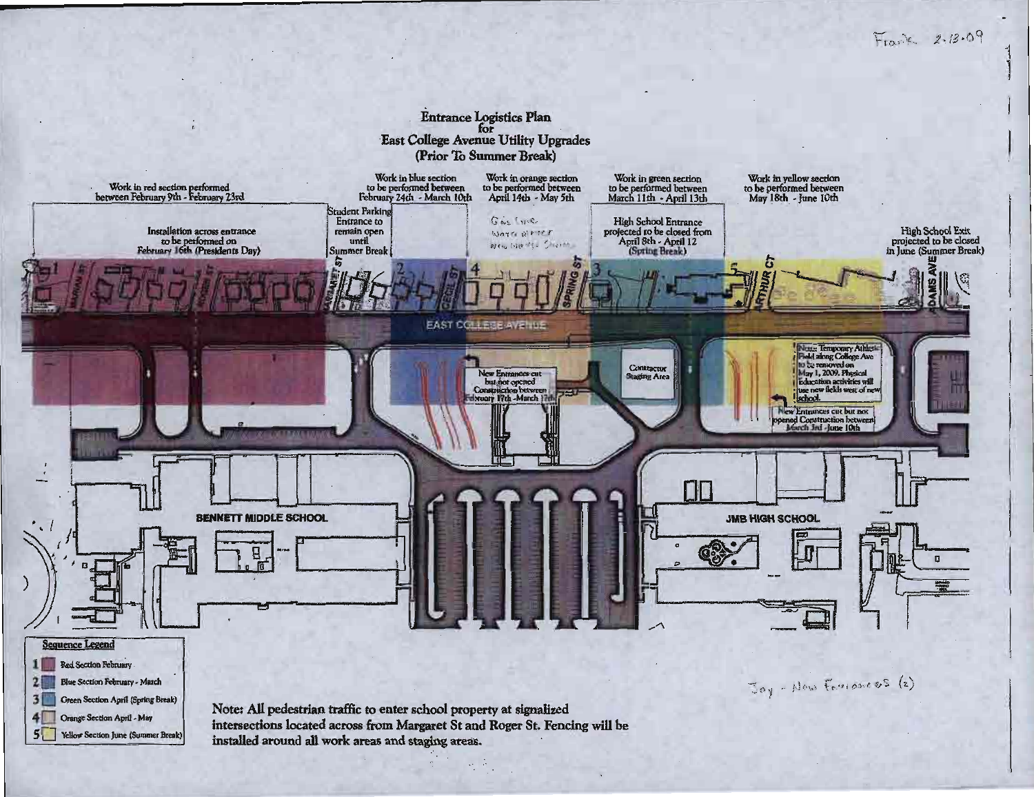Frank 2-13-09

# Entrance Logistics Plan for East College Avenue Utility Upgrades (Prior To Summer Break)

Work in red section performed between February 9th - February 23rd

Installation across entrance to be performed on February 16th (Presidents Day)

Student Parking Entrance to remain open until Summer Break

Work in blue section to be performed between February 24th - March 10th

Work in orange section to be performed between April 14th - May 5th

Gas Line
Water meter
New sewer service

Work in green section to be performed between March 11th - April 13th

High School Entrance projected to be closed from April 8th - April 12 (Spring Break)

Work in yellow section to be performed between May 18th - June 10th

High School Exit projected to be closed in June (Summer Break)

MARIAN ST
ROGER ST
MARGARET ST
CECIL ST
SPRING ST
ARTHUR CT
ADAMS AVE

EAST COLLEGE AVENUE

New Entrances cut but not opened Construction between February 17th -March 17th

Contractor Staging Area

Note: Temporary Athletic Field along College Ave to be removed on May 1, 2009. Physical education activities will use new fields west of new school.

New Entrances cut but not opened Construction between March 3rd -June 10th

BENNETT MIDDLE SCHOOL

JMB HIGH SCHOOL

**Sequence Legend**

1 Red Section February
2 Blue Section February - March
3 Green Section April (Spring Break)
4 Orange Section April - May
5 Yellow Section June (Summer Break)

Note: All pedestrian traffic to enter school property at signalized intersections located across from Margaret St and Roger St. Fencing will be installed around all work areas and staging areas.

Jay - New Entrances (2)